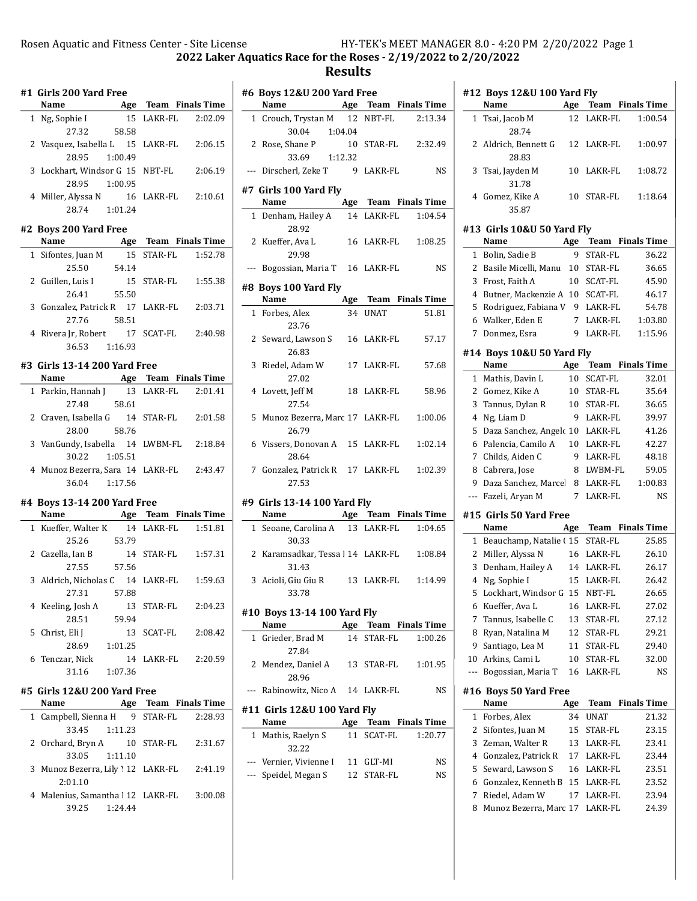## 2022 Laker Aquatics Race for the Roses - 2/19/2022 to 2/20/2022

## Results

### #1 Girls 200 Yard Free

| | Name | Age | Team | Finals Time |
|---|---|---|---|---|
| 1 | Ng, Sophie I | 15 | LAKR-FL | 2:02.09 |
| | 27.32 58.58 | | | |
| 2 | Vasquez, Isabella L | 15 | LAKR-FL | 2:06.15 |
| | 28.95 1:00.49 | | | |
| 3 | Lockhart, Windsor G | 15 | NBT-FL | 2:06.19 |
| | 28.95 1:00.95 | | | |
| 4 | Miller, Alyssa N | 16 | LAKR-FL | 2:10.61 |
| | 28.74 1:01.24 | | | |

### #2 Boys 200 Yard Free

| | Name | Age | Team | Finals Time |
|---|---|---|---|---|
| 1 | Sifontes, Juan M | 15 | STAR-FL | 1:52.78 |
| | 25.50 54.14 | | | |
| 2 | Guillen, Luis I | 15 | STAR-FL | 1:55.38 |
| | 26.41 55.50 | | | |
| 3 | Gonzalez, Patrick R | 17 | LAKR-FL | 2:03.71 |
| | 27.76 58.51 | | | |
| 4 | Rivera Jr, Robert | 17 | SCAT-FL | 2:40.98 |
| | 36.53 1:16.93 | | | |

### #3 Girls 13-14 200 Yard Free

| | Name | Age | Team | Finals Time |
|---|---|---|---|---|
| 1 | Parkin, Hannah J | 13 | LAKR-FL | 2:01.41 |
| | 27.48 58.61 | | | |
| 2 | Craven, Isabella G | 14 | STAR-FL | 2:01.58 |
| | 28.00 58.76 | | | |
| 3 | VanGundy, Isabella | 14 | LWBM-FL | 2:18.84 |
| | 30.22 1:05.51 | | | |
| 4 | Munoz Bezerra, Sara | 14 | LAKR-FL | 2:43.47 |
| | 36.04 1:17.56 | | | |

### #4 Boys 13-14 200 Yard Free

| | Name | Age | Team | Finals Time |
|---|---|---|---|---|
| 1 | Kueffer, Walter K | 14 | LAKR-FL | 1:51.81 |
| | 25.26 53.79 | | | |
| 2 | Cazella, Ian B | 14 | STAR-FL | 1:57.31 |
| | 27.55 57.56 | | | |
| 3 | Aldrich, Nicholas C | 14 | LAKR-FL | 1:59.63 |
| | 27.31 57.88 | | | |
| 4 | Keeling, Josh A | 13 | STAR-FL | 2:04.23 |
| | 28.51 59.94 | | | |
| 5 | Christ, Eli J | 13 | SCAT-FL | 2:08.42 |
| | 28.69 1:01.25 | | | |
| 6 | Tenczar, Nick | 14 | LAKR-FL | 2:20.59 |
| | 31.16 1:07.36 | | | |

### #5 Girls 12&U 200 Yard Free

| | Name | Age | Team | Finals Time |
|---|---|---|---|---|
| 1 | Campbell, Sienna H | 9 | STAR-FL | 2:28.93 |
| | 33.45 1:11.23 | | | |
| 2 | Orchard, Bryn A | 10 | STAR-FL | 2:31.67 |
| | 33.05 1:11.10 | | | |
| 3 | Munoz Bezerra, Lily \ | 12 | LAKR-FL | 2:41.19 |
| | 2:01.10 | | | |
| 4 | Malenius, Samantha I | 12 | LAKR-FL | 3:00.08 |
| | 39.25 1:24.44 | | | |

### #6 Boys 12&U 200 Yard Free

| | Name | Age | Team | Finals Time |
|---|---|---|---|---|
| 1 | Crouch, Trystan M | 12 | NBT-FL | 2:13.34 |
| | 30.04 1:04.04 | | | |
| 2 | Rose, Shane P | 10 | STAR-FL | 2:32.49 |
| | 33.69 1:12.32 | | | |
| --- | Dirscherl, Zeke T | 9 | LAKR-FL | NS |

### #7 Girls 100 Yard Fly

| | Name | Age | Team | Finals Time |
|---|---|---|---|---|
| 1 | Denham, Hailey A | 14 | LAKR-FL | 1:04.54 |
| | 28.92 | | | |
| 2 | Kueffer, Ava L | 16 | LAKR-FL | 1:08.25 |
| | 29.98 | | | |
| --- | Bogossian, Maria T | 16 | LAKR-FL | NS |

### #8 Boys 100 Yard Fly

| | Name | Age | Team | Finals Time |
|---|---|---|---|---|
| 1 | Forbes, Alex | 34 | UNAT | 51.81 |
| | 23.76 | | | |
| 2 | Seward, Lawson S | 16 | LAKR-FL | 57.17 |
| | 26.83 | | | |
| 3 | Riedel, Adam W | 17 | LAKR-FL | 57.68 |
| | 27.02 | | | |
| 4 | Lovett, Jeff M | 18 | LAKR-FL | 58.96 |
| | 27.54 | | | |
| 5 | Munoz Bezerra, Marc | 17 | LAKR-FL | 1:00.06 |
| | 26.79 | | | |
| 6 | Vissers, Donovan A | 15 | LAKR-FL | 1:02.14 |
| | 28.64 | | | |
| 7 | Gonzalez, Patrick R | 17 | LAKR-FL | 1:02.39 |
| | 27.53 | | | |

### #9 Girls 13-14 100 Yard Fly

| | Name | Age | Team | Finals Time |
|---|---|---|---|---|
| 1 | Seoane, Carolina A | 13 | LAKR-FL | 1:04.65 |
| | 30.33 | | | |
| 2 | Karamsadkar, Tessa I | 14 | LAKR-FL | 1:08.84 |
| | 31.43 | | | |
| 3 | Acioli, Giu Giu R | 13 | LAKR-FL | 1:14.99 |
| | 33.78 | | | |

### #10 Boys 13-14 100 Yard Fly

| | Name | Age | Team | Finals Time |
|---|---|---|---|---|
| 1 | Grieder, Brad M | 14 | STAR-FL | 1:00.26 |
| | 27.84 | | | |
| 2 | Mendez, Daniel A | 13 | STAR-FL | 1:01.95 |
| | 28.96 | | | |
| --- | Rabinowitz, Nico A | 14 | LAKR-FL | NS |

### #11 Girls 12&U 100 Yard Fly

| | Name | Age | Team | Finals Time |
|---|---|---|---|---|
| 1 | Mathis, Raelyn S | 11 | SCAT-FL | 1:20.77 |
| | 32.22 | | | |
| --- | Vernier, Vivienne I | 11 | GLT-MI | NS |
| --- | Speidel, Megan S | 12 | STAR-FL | NS |

### #12 Boys 12&U 100 Yard Fly

| | Name | Age | Team | Finals Time |
|---|---|---|---|---|
| 1 | Tsai, Jacob M | 12 | LAKR-FL | 1:00.54 |
| | 28.74 | | | |
| 2 | Aldrich, Bennett G | 12 | LAKR-FL | 1:00.97 |
| | 28.83 | | | |
| 3 | Tsai, Jayden M | 10 | LAKR-FL | 1:08.72 |
| | 31.78 | | | |
| 4 | Gomez, Kike A | 10 | STAR-FL | 1:18.64 |
| | 35.87 | | | |

### #13 Girls 10&U 50 Yard Fly

| | Name | Age | Team | Finals Time |
|---|---|---|---|---|
| 1 | Bolin, Sadie B | 9 | STAR-FL | 36.22 |
| 2 | Basile Micelli, Manu | 10 | STAR-FL | 36.65 |
| 3 | Frost, Faith A | 10 | SCAT-FL | 45.90 |
| 4 | Butner, Mackenzie A | 10 | SCAT-FL | 46.17 |
| 5 | Rodriguez, Fabiana V | 9 | LAKR-FL | 54.78 |
| 6 | Walker, Eden E | 7 | LAKR-FL | 1:03.80 |
| 7 | Donmez, Esra | 9 | LAKR-FL | 1:15.96 |

### #14 Boys 10&U 50 Yard Fly

| | Name | Age | Team | Finals Time |
|---|---|---|---|---|
| 1 | Mathis, Davin L | 10 | SCAT-FL | 32.01 |
| 2 | Gomez, Kike A | 10 | STAR-FL | 35.64 |
| 3 | Tannus, Dylan R | 10 | STAR-FL | 36.65 |
| 4 | Ng, Liam D | 9 | LAKR-FL | 39.97 |
| 5 | Daza Sanchez, Angelo | 10 | LAKR-FL | 41.26 |
| 6 | Palencia, Camilo A | 10 | LAKR-FL | 42.27 |
| 7 | Childs, Aiden C | 9 | LAKR-FL | 48.18 |
| 8 | Cabrera, Jose | 8 | LWBM-FL | 59.05 |
| 9 | Daza Sanchez, Marcel | 8 | LAKR-FL | 1:00.83 |
| --- | Fazeli, Aryan M | 7 | LAKR-FL | NS |

### #15 Girls 50 Yard Free

| | Name | Age | Team | Finals Time |
|---|---|---|---|---|
| 1 | Beauchamp, Natalie ( | 15 | STAR-FL | 25.85 |
| 2 | Miller, Alyssa N | 16 | LAKR-FL | 26.10 |
| 3 | Denham, Hailey A | 14 | LAKR-FL | 26.17 |
| 4 | Ng, Sophie I | 15 | LAKR-FL | 26.42 |
| 5 | Lockhart, Windsor G | 15 | NBT-FL | 26.65 |
| 6 | Kueffer, Ava L | 16 | LAKR-FL | 27.02 |
| 7 | Tannus, Isabelle C | 13 | STAR-FL | 27.12 |
| 8 | Ryan, Natalina M | 12 | STAR-FL | 29.21 |
| 9 | Santiago, Lea M | 11 | STAR-FL | 29.40 |
| 10 | Arkins, Cami L | 10 | STAR-FL | 32.00 |
| --- | Bogossian, Maria T | 16 | LAKR-FL | NS |

### #16 Boys 50 Yard Free

| | Name | Age | Team | Finals Time |
|---|---|---|---|---|
| 1 | Forbes, Alex | 34 | UNAT | 21.32 |
| 2 | Sifontes, Juan M | 15 | STAR-FL | 23.15 |
| 3 | Zeman, Walter R | 13 | LAKR-FL | 23.41 |
| 4 | Gonzalez, Patrick R | 17 | LAKR-FL | 23.44 |
| 5 | Seward, Lawson S | 16 | LAKR-FL | 23.51 |
| 6 | Gonzalez, Kenneth B | 15 | LAKR-FL | 23.52 |
| 7 | Riedel, Adam W | 17 | LAKR-FL | 23.94 |
| 8 | Munoz Bezerra, Marc | 17 | LAKR-FL | 24.39 |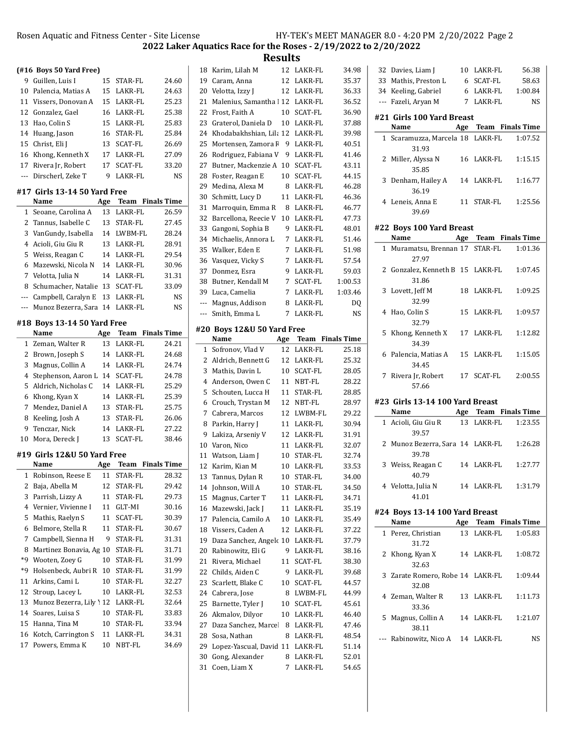## 2022 Laker Aquatics Race for the Roses - 2/19/2022 to 2/20/2022

## Results

### (#16 Boys 50 Yard Free)

| | Name | Age | Team | Finals Time |
|---|---|---|---|---|
| 9 | Guillen, Luis I | 15 | STAR-FL | 24.60 |
| 10 | Palencia, Matias A | 15 | LAKR-FL | 24.63 |
| 11 | Vissers, Donovan A | 15 | LAKR-FL | 25.23 |
| 12 | Gonzalez, Gael | 16 | LAKR-FL | 25.38 |
| 13 | Hao, Colin S | 15 | LAKR-FL | 25.83 |
| 14 | Huang, Jason | 16 | STAR-FL | 25.84 |
| 15 | Christ, Eli J | 13 | SCAT-FL | 26.69 |
| 16 | Khong, Kenneth X | 17 | LAKR-FL | 27.09 |
| 17 | Rivera Jr, Robert | 17 | SCAT-FL | 33.20 |
| --- | Dirscherl, Zeke T | 9 | LAKR-FL | NS |

### #17 Girls 13-14 50 Yard Free

| | Name | Age | Team | Finals Time |
|---|---|---|---|---|
| 1 | Seoane, Carolina A | 13 | LAKR-FL | 26.59 |
| 2 | Tannus, Isabelle C | 13 | STAR-FL | 27.45 |
| 3 | VanGundy, Isabella | 14 | LWBM-FL | 28.24 |
| 4 | Acioli, Giu Giu R | 13 | LAKR-FL | 28.91 |
| 5 | Weiss, Reagan C | 14 | LAKR-FL | 29.54 |
| 6 | Mazewski, Nicola N | 14 | LAKR-FL | 30.96 |
| 7 | Velotta, Julia N | 14 | LAKR-FL | 31.31 |
| 8 | Schumacher, Natalie | 13 | SCAT-FL | 33.09 |
| --- | Campbell, Caralyn E | 13 | LAKR-FL | NS |
| --- | Munoz Bezerra, Sara | 14 | LAKR-FL | NS |

### #18 Boys 13-14 50 Yard Free

| | Name | Age | Team | Finals Time |
|---|---|---|---|---|
| 1 | Zeman, Walter R | 13 | LAKR-FL | 24.21 |
| 2 | Brown, Joseph S | 14 | LAKR-FL | 24.68 |
| 3 | Magnus, Collin A | 14 | LAKR-FL | 24.74 |
| 4 | Stephenson, Aaron L | 14 | SCAT-FL | 24.78 |
| 5 | Aldrich, Nicholas C | 14 | LAKR-FL | 25.29 |
| 6 | Khong, Kyan X | 14 | LAKR-FL | 25.39 |
| 7 | Mendez, Daniel A | 13 | STAR-FL | 25.75 |
| 8 | Keeling, Josh A | 13 | STAR-FL | 26.06 |
| 9 | Tenczar, Nick | 14 | LAKR-FL | 27.22 |
| 10 | Mora, Dereck J | 13 | SCAT-FL | 38.46 |

### #19 Girls 12&U 50 Yard Free

| | Name | Age | Team | Finals Time |
|---|---|---|---|---|
| 1 | Robinson, Reese E | 11 | STAR-FL | 28.32 |
| 2 | Baja, Abella M | 12 | STAR-FL | 29.42 |
| 3 | Parrish, Lizzy A | 11 | STAR-FL | 29.73 |
| 4 | Vernier, Vivienne I | 11 | GLT-MI | 30.16 |
| 5 | Mathis, Raelyn S | 11 | SCAT-FL | 30.39 |
| 6 | Belmore, Stella R | 11 | STAR-FL | 30.67 |
| 7 | Campbell, Sienna H | 9 | STAR-FL | 31.31 |
| 8 | Martinez Bonavia, Ag | 10 | STAR-FL | 31.71 |
| *9 | Wooten, Zoey G | 10 | STAR-FL | 31.99 |
| *9 | Holsenbeck, Aubri R | 10 | STAR-FL | 31.99 |
| 11 | Arkins, Cami L | 10 | STAR-FL | 32.27 |
| 12 | Stroup, Lacey L | 10 | LAKR-FL | 32.53 |
| 13 | Munoz Bezerra, Lily Y | 12 | LAKR-FL | 32.64 |
| 14 | Soares, Luisa S | 10 | STAR-FL | 33.83 |
| 15 | Hanna, Tina M | 10 | STAR-FL | 33.94 |
| 16 | Kotch, Carrington S | 11 | LAKR-FL | 34.31 |
| 17 | Powers, Emma K | 10 | NBT-FL | 34.69 |
| 18 | Karim, Lilah M | 12 | LAKR-FL | 34.98 |
| 19 | Caram, Anna | 12 | LAKR-FL | 35.37 |
| 20 | Velotta, Izzy J | 12 | LAKR-FL | 36.33 |
| 21 | Malenius, Samantha I | 12 | LAKR-FL | 36.52 |
| 22 | Frost, Faith A | 10 | SCAT-FL | 36.90 |
| 23 | Graterol, Daniela D | 10 | LAKR-FL | 37.88 |
| 24 | Khodabakhshian, Lila | 12 | LAKR-FL | 39.98 |
| 25 | Mortensen, Zamora R | 9 | LAKR-FL | 40.51 |
| 26 | Rodriguez, Fabiana V | 9 | LAKR-FL | 41.46 |
| 27 | Butner, Mackenzie A | 10 | SCAT-FL | 43.11 |
| 28 | Foster, Reagan E | 10 | SCAT-FL | 44.15 |
| 29 | Medina, Alexa M | 8 | LAKR-FL | 46.28 |
| 30 | Schmitt, Lucy D | 11 | LAKR-FL | 46.36 |
| 31 | Marroquin, Emma R | 8 | LAKR-FL | 46.77 |
| 32 | Barcellona, Reecie V | 10 | LAKR-FL | 47.73 |
| 33 | Gangoni, Sophia B | 9 | LAKR-FL | 48.01 |
| 34 | Michaelis, Annora L | 7 | LAKR-FL | 51.46 |
| 35 | Walker, Eden E | 7 | LAKR-FL | 51.98 |
| 36 | Vasquez, Vicky S | 7 | LAKR-FL | 57.54 |
| 37 | Donmez, Esra | 9 | LAKR-FL | 59.03 |
| 38 | Butner, Kendall M | 7 | SCAT-FL | 1:00.53 |
| 39 | Luca, Camelia | 7 | LAKR-FL | 1:03.46 |
| --- | Magnus, Addison | 8 | LAKR-FL | DQ |
| --- | Smith, Emma L | 7 | LAKR-FL | NS |

### #20 Boys 12&U 50 Yard Free

| | Name | Age | Team | Finals Time |
|---|---|---|---|---|
| 1 | Sofronov, Vlad V | 12 | LAKR-FL | 25.18 |
| 2 | Aldrich, Bennett G | 12 | LAKR-FL | 25.32 |
| 3 | Mathis, Davin L | 10 | SCAT-FL | 28.05 |
| 4 | Anderson, Owen C | 11 | NBT-FL | 28.22 |
| 5 | Schouten, Lucca H | 11 | STAR-FL | 28.85 |
| 6 | Crouch, Trystan M | 12 | NBT-FL | 28.97 |
| 7 | Cabrera, Marcos | 12 | LWBM-FL | 29.22 |
| 8 | Parkin, Harry J | 11 | LAKR-FL | 30.94 |
| 9 | Lakiza, Arseniy V | 12 | LAKR-FL | 31.91 |
| 10 | Varon, Nico | 11 | LAKR-FL | 32.07 |
| 11 | Watson, Liam J | 10 | STAR-FL | 32.74 |
| 12 | Karim, Kian M | 10 | LAKR-FL | 33.53 |
| 13 | Tannus, Dylan R | 10 | STAR-FL | 34.00 |
| 14 | Johnson, Will A | 10 | STAR-FL | 34.50 |
| 15 | Magnus, Carter T | 11 | LAKR-FL | 34.71 |
| 16 | Mazewski, Jack J | 11 | LAKR-FL | 35.19 |
| 17 | Palencia, Camilo A | 10 | LAKR-FL | 35.49 |
| 18 | Vissers, Caden A | 12 | LAKR-FL | 37.22 |
| 19 | Daza Sanchez, Angelo | 10 | LAKR-FL | 37.79 |
| 20 | Rabinowitz, Eli G | 9 | LAKR-FL | 38.16 |
| 21 | Rivera, Michael | 11 | SCAT-FL | 38.30 |
| 22 | Childs, Aiden C | 9 | LAKR-FL | 39.68 |
| 23 | Scarlett, Blake C | 10 | SCAT-FL | 44.57 |
| 24 | Cabrera, Jose | 8 | LWBM-FL | 44.99 |
| 25 | Barnette, Tyler J | 10 | SCAT-FL | 45.61 |
| 26 | Akmalov, Dilyor | 10 | LAKR-FL | 46.40 |
| 27 | Daza Sanchez, Marcel | 8 | LAKR-FL | 47.46 |
| 28 | Sosa, Nathan | 8 | LAKR-FL | 48.54 |
| 29 | Lopez-Yascual, David | 11 | LAKR-FL | 51.14 |
| 30 | Gong, Alexander | 8 | LAKR-FL | 52.01 |
| 31 | Coen, Liam X | 7 | LAKR-FL | 54.65 |
| 32 | Davies, Liam J | 10 | LAKR-FL | 56.38 |
| 33 | Mathis, Preston L | 6 | SCAT-FL | 58.63 |
| 34 | Keeling, Gabriel | 6 | LAKR-FL | 1:00.84 |
| --- | Fazeli, Aryan M | 7 | LAKR-FL | NS |

### #21 Girls 100 Yard Breast

| | Name | Age | Team | Finals Time |
|---|---|---|---|---|
| 1 | Scaramuzza, Marcela | 18 | LAKR-FL | 1:07.52 |
| | 31.93 | | | |
| 2 | Miller, Alyssa N | 16 | LAKR-FL | 1:15.15 |
| | 35.85 | | | |
| 3 | Denham, Hailey A | 14 | LAKR-FL | 1:16.77 |
| | 36.19 | | | |
| 4 | Leneis, Anna E | 11 | STAR-FL | 1:25.56 |
| | 39.69 | | | |

### #22 Boys 100 Yard Breast

| | Name | Age | Team | Finals Time |
|---|---|---|---|---|
| 1 | Muramatsu, Brennan | 17 | STAR-FL | 1:01.36 |
| | 27.97 | | | |
| 2 | Gonzalez, Kenneth B | 15 | LAKR-FL | 1:07.45 |
| | 31.86 | | | |
| 3 | Lovett, Jeff M | 18 | LAKR-FL | 1:09.25 |
| | 32.99 | | | |
| 4 | Hao, Colin S | 15 | LAKR-FL | 1:09.57 |
| | 32.79 | | | |
| 5 | Khong, Kenneth X | 17 | LAKR-FL | 1:12.82 |
| | 34.39 | | | |
| 6 | Palencia, Matias A | 15 | LAKR-FL | 1:15.05 |
| | 34.45 | | | |
| 7 | Rivera Jr, Robert | 17 | SCAT-FL | 2:00.55 |
| | 57.66 | | | |

### #23 Girls 13-14 100 Yard Breast

| | Name | Age | Team | Finals Time |
|---|---|---|---|---|
| 1 | Acioli, Giu Giu R | 13 | LAKR-FL | 1:23.55 |
| | 39.57 | | | |
| 2 | Munoz Bezerra, Sara | 14 | LAKR-FL | 1:26.28 |
| | 39.78 | | | |
| 3 | Weiss, Reagan C | 14 | LAKR-FL | 1:27.77 |
| | 40.79 | | | |
| 4 | Velotta, Julia N | 14 | LAKR-FL | 1:31.79 |
| | 41.01 | | | |

### #24 Boys 13-14 100 Yard Breast

| | Name | Age | Team | Finals Time |
|---|---|---|---|---|
| 1 | Perez, Christian | 13 | LAKR-FL | 1:05.83 |
| | 31.72 | | | |
| 2 | Khong, Kyan X | 14 | LAKR-FL | 1:08.72 |
| | 32.63 | | | |
| 3 | Zarate Romero, Robe | 14 | LAKR-FL | 1:09.44 |
| | 32.08 | | | |
| 4 | Zeman, Walter R | 13 | LAKR-FL | 1:11.73 |
| | 33.36 | | | |
| 5 | Magnus, Collin A | 14 | LAKR-FL | 1:21.07 |
| | 38.11 | | | |
| --- | Rabinowitz, Nico A | 14 | LAKR-FL | NS |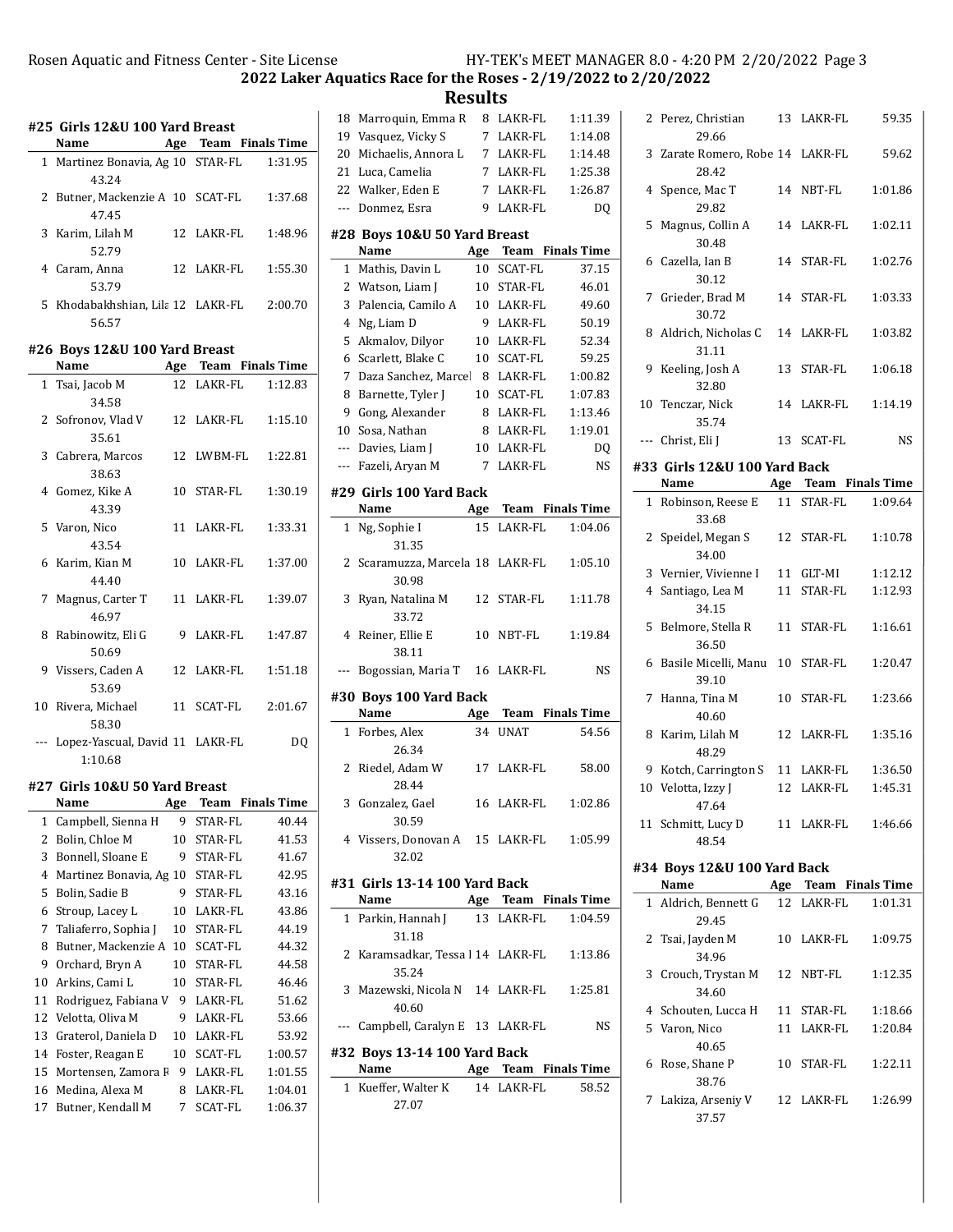## 2022 Laker Aquatics Race for the Roses - 2/19/2022 to 2/20/2022

## Results

### #25 Girls 12&U 100 Yard Breast

| | Name | Age | Team | Finals Time |
|---|---|---|---|---|
| 1 | Martinez Bonavia, Ag | 10 | STAR-FL | 1:31.95 |
| | 43.24 | | | |
| 2 | Butner, Mackenzie A | 10 | SCAT-FL | 1:37.68 |
| | 47.45 | | | |
| 3 | Karim, Lilah M | 12 | LAKR-FL | 1:48.96 |
| | 52.79 | | | |
| 4 | Caram, Anna | 12 | LAKR-FL | 1:55.30 |
| | 53.79 | | | |
| 5 | Khodabakhshian, Lila | 12 | LAKR-FL | 2:00.70 |
| | 56.57 | | | |

### #26 Boys 12&U 100 Yard Breast

| | Name | Age | Team | Finals Time |
|---|---|---|---|---|
| 1 | Tsai, Jacob M | 12 | LAKR-FL | 1:12.83 |
| | 34.58 | | | |
| 2 | Sofronov, Vlad V | 12 | LAKR-FL | 1:15.10 |
| | 35.61 | | | |
| 3 | Cabrera, Marcos | 12 | LWBM-FL | 1:22.81 |
| | 38.63 | | | |
| 4 | Gomez, Kike A | 10 | STAR-FL | 1:30.19 |
| | 43.39 | | | |
| 5 | Varon, Nico | 11 | LAKR-FL | 1:33.31 |
| | 43.54 | | | |
| 6 | Karim, Kian M | 10 | LAKR-FL | 1:37.00 |
| | 44.40 | | | |
| 7 | Magnus, Carter T | 11 | LAKR-FL | 1:39.07 |
| | 46.97 | | | |
| 8 | Rabinowitz, Eli G | 9 | LAKR-FL | 1:47.87 |
| | 50.69 | | | |
| 9 | Vissers, Caden A | 12 | LAKR-FL | 1:51.18 |
| | 53.69 | | | |
| 10 | Rivera, Michael | 11 | SCAT-FL | 2:01.67 |
| | 58.30 | | | |
| --- | Lopez-Yascual, David | 11 | LAKR-FL | DQ |
| | 1:10.68 | | | |

### #27 Girls 10&U 50 Yard Breast

| | Name | Age | Team | Finals Time |
|---|---|---|---|---|
| 1 | Campbell, Sienna H | 9 | STAR-FL | 40.44 |
| 2 | Bolin, Chloe M | 10 | STAR-FL | 41.53 |
| 3 | Bonnell, Sloane E | 9 | STAR-FL | 41.67 |
| 4 | Martinez Bonavia, Ag | 10 | STAR-FL | 42.95 |
| 5 | Bolin, Sadie B | 9 | STAR-FL | 43.16 |
| 6 | Stroup, Lacey L | 10 | LAKR-FL | 43.86 |
| 7 | Taliaferro, Sophia J | 10 | STAR-FL | 44.19 |
| 8 | Butner, Mackenzie A | 10 | SCAT-FL | 44.32 |
| 9 | Orchard, Bryn A | 10 | STAR-FL | 44.58 |
| 10 | Arkins, Cami L | 10 | STAR-FL | 46.46 |
| 11 | Rodriguez, Fabiana V | 9 | LAKR-FL | 51.62 |
| 12 | Velotta, Oliva M | 9 | LAKR-FL | 53.66 |
| 13 | Graterol, Daniela D | 10 | LAKR-FL | 53.92 |
| 14 | Foster, Reagan E | 10 | SCAT-FL | 1:00.57 |
| 15 | Mortensen, Zamora R | 9 | LAKR-FL | 1:01.55 |
| 16 | Medina, Alexa M | 8 | LAKR-FL | 1:04.01 |
| 17 | Butner, Kendall M | 7 | SCAT-FL | 1:06.37 |
| 18 | Marroquin, Emma R | 8 | LAKR-FL | 1:11.39 |
| 19 | Vasquez, Vicky S | 7 | LAKR-FL | 1:14.08 |
| 20 | Michaelis, Annora L | 7 | LAKR-FL | 1:14.48 |
| 21 | Luca, Camelia | 7 | LAKR-FL | 1:25.38 |
| 22 | Walker, Eden E | 7 | LAKR-FL | 1:26.87 |
| --- | Donmez, Esra | 9 | LAKR-FL | DQ |

### #28 Boys 10&U 50 Yard Breast

| | Name | Age | Team | Finals Time |
|---|---|---|---|---|
| 1 | Mathis, Davin L | 10 | SCAT-FL | 37.15 |
| 2 | Watson, Liam J | 10 | STAR-FL | 46.01 |
| 3 | Palencia, Camilo A | 10 | LAKR-FL | 49.60 |
| 4 | Ng, Liam D | 9 | LAKR-FL | 50.19 |
| 5 | Akmalov, Dilyor | 10 | LAKR-FL | 52.34 |
| 6 | Scarlett, Blake C | 10 | SCAT-FL | 59.25 |
| 7 | Daza Sanchez, Marcel | 8 | LAKR-FL | 1:00.82 |
| 8 | Barnette, Tyler J | 10 | SCAT-FL | 1:07.83 |
| 9 | Gong, Alexander | 8 | LAKR-FL | 1:13.46 |
| 10 | Sosa, Nathan | 8 | LAKR-FL | 1:19.01 |
| --- | Davies, Liam J | 10 | LAKR-FL | DQ |
| --- | Fazeli, Aryan M | 7 | LAKR-FL | NS |

### #29 Girls 100 Yard Back

| | Name | Age | Team | Finals Time |
|---|---|---|---|---|
| 1 | Ng, Sophie I | 15 | LAKR-FL | 1:04.06 |
| | 31.35 | | | |
| 2 | Scaramuzza, Marcela | 18 | LAKR-FL | 1:05.10 |
| | 30.98 | | | |
| 3 | Ryan, Natalina M | 12 | STAR-FL | 1:11.78 |
| | 33.72 | | | |
| 4 | Reiner, Ellie E | 10 | NBT-FL | 1:19.84 |
| | 38.11 | | | |
| --- | Bogossian, Maria T | 16 | LAKR-FL | NS |

### #30 Boys 100 Yard Back

| | Name | Age | Team | Finals Time |
|---|---|---|---|---|
| 1 | Forbes, Alex | 34 | UNAT | 54.56 |
| | 26.34 | | | |
| 2 | Riedel, Adam W | 17 | LAKR-FL | 58.00 |
| | 28.44 | | | |
| 3 | Gonzalez, Gael | 16 | LAKR-FL | 1:02.86 |
| | 30.59 | | | |
| 4 | Vissers, Donovan A | 15 | LAKR-FL | 1:05.99 |
| | 32.02 | | | |

### #31 Girls 13-14 100 Yard Back

| | Name | Age | Team | Finals Time |
|---|---|---|---|---|
| 1 | Parkin, Hannah J | 13 | LAKR-FL | 1:04.59 |
| | 31.18 | | | |
| 2 | Karamsadkar, Tessa I | 14 | LAKR-FL | 1:13.86 |
| | 35.24 | | | |
| 3 | Mazewski, Nicola N | 14 | LAKR-FL | 1:25.81 |
| | 40.60 | | | |
| --- | Campbell, Caralyn E | 13 | LAKR-FL | NS |

### #32 Boys 13-14 100 Yard Back

| | Name | Age | Team | Finals Time |
|---|---|---|---|---|
| 1 | Kueffer, Walter K | 14 | LAKR-FL | 58.52 |
| | 27.07 | | | |
| 2 | Perez, Christian | 13 | LAKR-FL | 59.35 |
| | 29.66 | | | |
| 3 | Zarate Romero, Robe | 14 | LAKR-FL | 59.62 |
| | 28.42 | | | |
| 4 | Spence, Mac T | 14 | NBT-FL | 1:01.86 |
| | 29.82 | | | |
| 5 | Magnus, Collin A | 14 | LAKR-FL | 1:02.11 |
| | 30.48 | | | |
| 6 | Cazella, Ian B | 14 | STAR-FL | 1:02.76 |
| | 30.12 | | | |
| 7 | Grieder, Brad M | 14 | STAR-FL | 1:03.33 |
| | 30.72 | | | |
| 8 | Aldrich, Nicholas C | 14 | LAKR-FL | 1:03.82 |
| | 31.11 | | | |
| 9 | Keeling, Josh A | 13 | STAR-FL | 1:06.18 |
| | 32.80 | | | |
| 10 | Tenczar, Nick | 14 | LAKR-FL | 1:14.19 |
| | 35.74 | | | |
| --- | Christ, Eli J | 13 | SCAT-FL | NS |

### #33 Girls 12&U 100 Yard Back

| | Name | Age | Team | Finals Time |
|---|---|---|---|---|
| 1 | Robinson, Reese E | 11 | STAR-FL | 1:09.64 |
| | 33.68 | | | |
| 2 | Speidel, Megan S | 12 | STAR-FL | 1:10.78 |
| | 34.00 | | | |
| 3 | Vernier, Vivienne I | 11 | GLT-MI | 1:12.12 |
| 4 | Santiago, Lea M | 11 | STAR-FL | 1:12.93 |
| | 34.15 | | | |
| 5 | Belmore, Stella R | 11 | STAR-FL | 1:16.61 |
| | 36.50 | | | |
| 6 | Basile Micelli, Manu | 10 | STAR-FL | 1:20.47 |
| | 39.10 | | | |
| 7 | Hanna, Tina M | 10 | STAR-FL | 1:23.66 |
| | 40.60 | | | |
| 8 | Karim, Lilah M | 12 | LAKR-FL | 1:35.16 |
| | 48.29 | | | |
| 9 | Kotch, Carrington S | 11 | LAKR-FL | 1:36.50 |
| 10 | Velotta, Izzy J | 12 | LAKR-FL | 1:45.31 |
| | 47.64 | | | |
| 11 | Schmitt, Lucy D | 11 | LAKR-FL | 1:46.66 |
| | 48.54 | | | |

### #34 Boys 12&U 100 Yard Back

| | Name | Age | Team | Finals Time |
|---|---|---|---|---|
| 1 | Aldrich, Bennett G | 12 | LAKR-FL | 1:01.31 |
| | 29.45 | | | |
| 2 | Tsai, Jayden M | 10 | LAKR-FL | 1:09.75 |
| | 34.96 | | | |
| 3 | Crouch, Trystan M | 12 | NBT-FL | 1:12.35 |
| | 34.60 | | | |
| 4 | Schouten, Lucca H | 11 | STAR-FL | 1:18.66 |
| 5 | Varon, Nico | 11 | LAKR-FL | 1:20.84 |
| | 40.65 | | | |
| 6 | Rose, Shane P | 10 | STAR-FL | 1:22.11 |
| | 38.76 | | | |
| 7 | Lakiza, Arseniy V | 12 | LAKR-FL | 1:26.99 |
| | 37.57 | | | |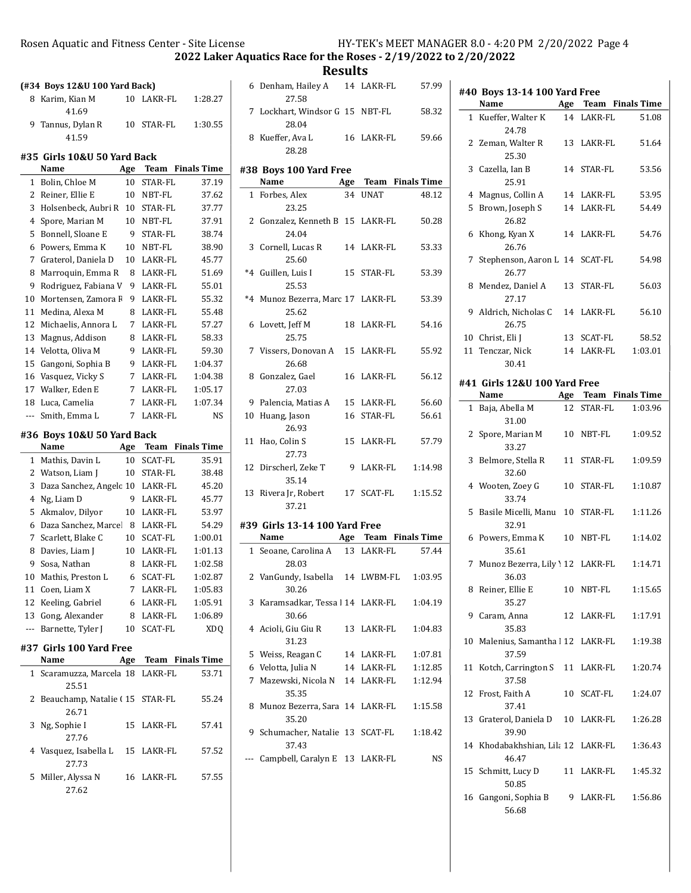## 2022 Laker Aquatics Race for the Roses - 2/19/2022 to 2/20/2022

## Results

### (#34 Boys 12&U 100 Yard Back)

| | Name | Age | Team | Finals Time |
|---|---|---|---|---|
| 8 | Karim, Kian M | 10 | LAKR-FL | 1:28.27 |
| | 41.69 | | | |
| 9 | Tannus, Dylan R | 10 | STAR-FL | 1:30.55 |
| | 41.59 | | | |

### #35 Girls 10&U 50 Yard Back

| | Name | Age | Team | Finals Time |
|---|---|---|---|---|
| 1 | Bolin, Chloe M | 10 | STAR-FL | 37.19 |
| 2 | Reiner, Ellie E | 10 | NBT-FL | 37.62 |
| 3 | Holsenbeck, Aubri R | 10 | STAR-FL | 37.77 |
| 4 | Spore, Marian M | 10 | NBT-FL | 37.91 |
| 5 | Bonnell, Sloane E | 9 | STAR-FL | 38.74 |
| 6 | Powers, Emma K | 10 | NBT-FL | 38.90 |
| 7 | Graterol, Daniela D | 10 | LAKR-FL | 45.77 |
| 8 | Marroquin, Emma R | 8 | LAKR-FL | 51.69 |
| 9 | Rodriguez, Fabiana V | 9 | LAKR-FL | 55.01 |
| 10 | Mortensen, Zamora R | 9 | LAKR-FL | 55.32 |
| 11 | Medina, Alexa M | 8 | LAKR-FL | 55.48 |
| 12 | Michaelis, Annora L | 7 | LAKR-FL | 57.27 |
| 13 | Magnus, Addison | 8 | LAKR-FL | 58.33 |
| 14 | Velotta, Oliva M | 9 | LAKR-FL | 59.30 |
| 15 | Gangoni, Sophia B | 9 | LAKR-FL | 1:04.37 |
| 16 | Vasquez, Vicky S | 7 | LAKR-FL | 1:04.38 |
| 17 | Walker, Eden E | 7 | LAKR-FL | 1:05.17 |
| 18 | Luca, Camelia | 7 | LAKR-FL | 1:07.34 |
| --- | Smith, Emma L | 7 | LAKR-FL | NS |

### #36 Boys 10&U 50 Yard Back

| | Name | Age | Team | Finals Time |
|---|---|---|---|---|
| 1 | Mathis, Davin L | 10 | SCAT-FL | 35.91 |
| 2 | Watson, Liam J | 10 | STAR-FL | 38.48 |
| 3 | Daza Sanchez, Angelo | 10 | LAKR-FL | 45.20 |
| 4 | Ng, Liam D | 9 | LAKR-FL | 45.77 |
| 5 | Akmalov, Dilyor | 10 | LAKR-FL | 53.97 |
| 6 | Daza Sanchez, Marcel | 8 | LAKR-FL | 54.29 |
| 7 | Scarlett, Blake C | 10 | SCAT-FL | 1:00.01 |
| 8 | Davies, Liam J | 10 | LAKR-FL | 1:01.13 |
| 9 | Sosa, Nathan | 8 | LAKR-FL | 1:02.58 |
| 10 | Mathis, Preston L | 6 | SCAT-FL | 1:02.87 |
| 11 | Coen, Liam X | 7 | LAKR-FL | 1:05.83 |
| 12 | Keeling, Gabriel | 6 | LAKR-FL | 1:05.91 |
| 13 | Gong, Alexander | 8 | LAKR-FL | 1:06.89 |
| --- | Barnette, Tyler J | 10 | SCAT-FL | XDQ |

### #37 Girls 100 Yard Free

| | Name | Age | Team | Finals Time |
|---|---|---|---|---|
| 1 | Scaramuzza, Marcela | 18 | LAKR-FL | 53.71 |
| | 25.51 | | | |
| 2 | Beauchamp, Natalie ( | 15 | STAR-FL | 55.24 |
| | 26.71 | | | |
| 3 | Ng, Sophie I | 15 | LAKR-FL | 57.41 |
| | 27.76 | | | |
| 4 | Vasquez, Isabella L | 15 | LAKR-FL | 57.52 |
| | 27.73 | | | |
| 5 | Miller, Alyssa N | 16 | LAKR-FL | 57.55 |
| | 27.62 | | | |
| 6 | Denham, Hailey A | 14 | LAKR-FL | 57.99 |
| | 27.58 | | | |
| 7 | Lockhart, Windsor G | 15 | NBT-FL | 58.32 |
| | 28.04 | | | |
| 8 | Kueffer, Ava L | 16 | LAKR-FL | 59.66 |
| | 28.28 | | | |

### #38 Boys 100 Yard Free

| | Name | Age | Team | Finals Time |
|---|---|---|---|---|
| 1 | Forbes, Alex | 34 | UNAT | 48.12 |
| | 23.25 | | | |
| 2 | Gonzalez, Kenneth B | 15 | LAKR-FL | 50.28 |
| | 24.04 | | | |
| 3 | Cornell, Lucas R | 14 | LAKR-FL | 53.33 |
| | 25.60 | | | |
| *4 | Guillen, Luis I | 15 | STAR-FL | 53.39 |
| | 25.53 | | | |
| *4 | Munoz Bezerra, Marc | 17 | LAKR-FL | 53.39 |
| | 25.62 | | | |
| 6 | Lovett, Jeff M | 18 | LAKR-FL | 54.16 |
| | 25.75 | | | |
| 7 | Vissers, Donovan A | 15 | LAKR-FL | 55.92 |
| | 26.68 | | | |
| 8 | Gonzalez, Gael | 16 | LAKR-FL | 56.12 |
| | 27.03 | | | |
| 9 | Palencia, Matias A | 15 | LAKR-FL | 56.60 |
| 10 | Huang, Jason | 16 | STAR-FL | 56.61 |
| | 26.93 | | | |
| 11 | Hao, Colin S | 15 | LAKR-FL | 57.79 |
| | 27.73 | | | |
| 12 | Dirscherl, Zeke T | 9 | LAKR-FL | 1:14.98 |
| | 35.14 | | | |
| 13 | Rivera Jr, Robert | 17 | SCAT-FL | 1:15.52 |
| | 37.21 | | | |

### #39 Girls 13-14 100 Yard Free

| | Name | Age | Team | Finals Time |
|---|---|---|---|---|
| 1 | Seoane, Carolina A | 13 | LAKR-FL | 57.44 |
| | 28.03 | | | |
| 2 | VanGundy, Isabella | 14 | LWBM-FL | 1:03.95 |
| | 30.26 | | | |
| 3 | Karamsadkar, Tessa I | 14 | LAKR-FL | 1:04.19 |
| | 30.66 | | | |
| 4 | Acioli, Giu Giu R | 13 | LAKR-FL | 1:04.83 |
| | 31.23 | | | |
| 5 | Weiss, Reagan C | 14 | LAKR-FL | 1:07.81 |
| 6 | Velotta, Julia N | 14 | LAKR-FL | 1:12.85 |
| 7 | Mazewski, Nicola N | 14 | LAKR-FL | 1:12.94 |
| | 35.35 | | | |
| 8 | Munoz Bezerra, Sara | 14 | LAKR-FL | 1:15.58 |
| | 35.20 | | | |
| 9 | Schumacher, Natalie | 13 | SCAT-FL | 1:18.42 |
| | 37.43 | | | |
| --- | Campbell, Caralyn E | 13 | LAKR-FL | NS |

### #40 Boys 13-14 100 Yard Free

| | Name | Age | Team | Finals Time |
|---|---|---|---|---|
| 1 | Kueffer, Walter K | 14 | LAKR-FL | 51.08 |
| | 24.78 | | | |
| 2 | Zeman, Walter R | 13 | LAKR-FL | 51.64 |
| | 25.30 | | | |
| 3 | Cazella, Ian B | 14 | STAR-FL | 53.56 |
| | 25.91 | | | |
| 4 | Magnus, Collin A | 14 | LAKR-FL | 53.95 |
| 5 | Brown, Joseph S | 14 | LAKR-FL | 54.49 |
| | 26.82 | | | |
| 6 | Khong, Kyan X | 14 | LAKR-FL | 54.76 |
| | 26.76 | | | |
| 7 | Stephenson, Aaron L | 14 | SCAT-FL | 54.98 |
| | 26.77 | | | |
| 8 | Mendez, Daniel A | 13 | STAR-FL | 56.03 |
| | 27.17 | | | |
| 9 | Aldrich, Nicholas C | 14 | LAKR-FL | 56.10 |
| | 26.75 | | | |
| 10 | Christ, Eli J | 13 | SCAT-FL | 58.52 |
| 11 | Tenczar, Nick | 14 | LAKR-FL | 1:03.01 |
| | 30.41 | | | |

### #41 Girls 12&U 100 Yard Free

| | Name | Age | Team | Finals Time |
|---|---|---|---|---|
| 1 | Baja, Abella M | 12 | STAR-FL | 1:03.96 |
| | 31.00 | | | |
| 2 | Spore, Marian M | 10 | NBT-FL | 1:09.52 |
| | 33.27 | | | |
| 3 | Belmore, Stella R | 11 | STAR-FL | 1:09.59 |
| | 32.60 | | | |
| 4 | Wooten, Zoey G | 10 | STAR-FL | 1:10.87 |
| | 33.74 | | | |
| 5 | Basile Micelli, Manu | 10 | STAR-FL | 1:11.26 |
| | 32.91 | | | |
| 6 | Powers, Emma K | 10 | NBT-FL | 1:14.02 |
| | 35.61 | | | |
| 7 | Munoz Bezerra, Lily \ | 12 | LAKR-FL | 1:14.71 |
| | 36.03 | | | |
| 8 | Reiner, Ellie E | 10 | NBT-FL | 1:15.65 |
| | 35.27 | | | |
| 9 | Caram, Anna | 12 | LAKR-FL | 1:17.91 |
| | 35.83 | | | |
| 10 | Malenius, Samantha I | 12 | LAKR-FL | 1:19.38 |
| | 37.59 | | | |
| 11 | Kotch, Carrington S | 11 | LAKR-FL | 1:20.74 |
| | 37.58 | | | |
| 12 | Frost, Faith A | 10 | SCAT-FL | 1:24.07 |
| | 37.41 | | | |
| 13 | Graterol, Daniela D | 10 | LAKR-FL | 1:26.28 |
| | 39.90 | | | |
| 14 | Khodabakhshian, Lila | 12 | LAKR-FL | 1:36.43 |
| | 46.47 | | | |
| 15 | Schmitt, Lucy D | 11 | LAKR-FL | 1:45.32 |
| | 50.85 | | | |
| 16 | Gangoni, Sophia B | 9 | LAKR-FL | 1:56.86 |
| | 56.68 | | | |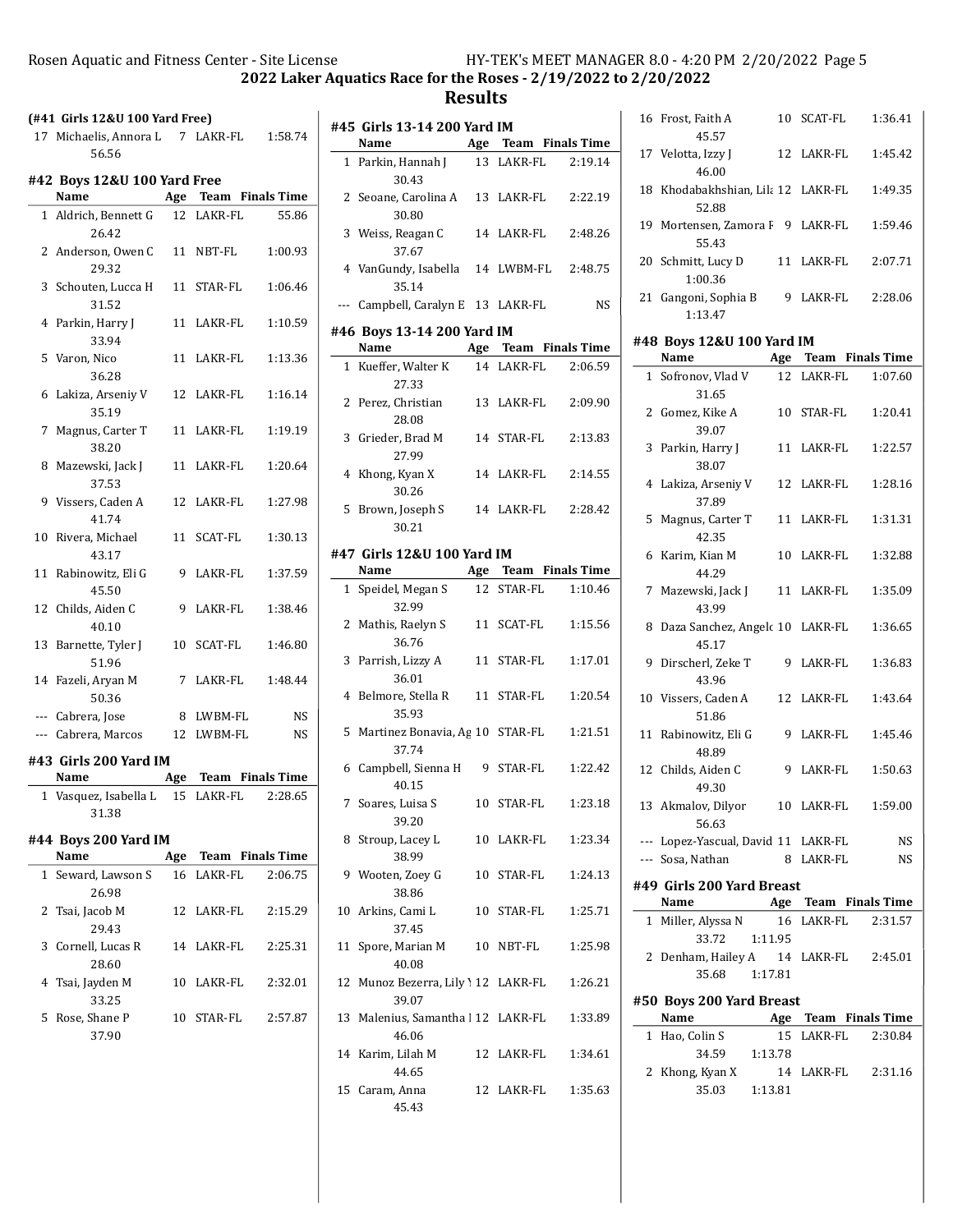## 2022 Laker Aquatics Race for the Roses - 2/19/2022 to 2/20/2022

## Results

### (#41 Girls 12&U 100 Yard Free)

| | Name | Age | Team | Finals Time |
|---|---|---|---|---|
| 17 | Michaelis, Annora L | 7 | LAKR-FL | 1:58.74 |
| | 56.56 | | | |

### #42 Boys 12&U 100 Yard Free

| | Name | Age | Team | Finals Time |
|---|---|---|---|---|
| 1 | Aldrich, Bennett G | 12 | LAKR-FL | 55.86 |
| | 26.42 | | | |
| 2 | Anderson, Owen C | 11 | NBT-FL | 1:00.93 |
| | 29.32 | | | |
| 3 | Schouten, Lucca H | 11 | STAR-FL | 1:06.46 |
| | 31.52 | | | |
| 4 | Parkin, Harry J | 11 | LAKR-FL | 1:10.59 |
| | 33.94 | | | |
| 5 | Varon, Nico | 11 | LAKR-FL | 1:13.36 |
| | 36.28 | | | |
| 6 | Lakiza, Arseniy V | 12 | LAKR-FL | 1:16.14 |
| | 35.19 | | | |
| 7 | Magnus, Carter T | 11 | LAKR-FL | 1:19.19 |
| | 38.20 | | | |
| 8 | Mazewski, Jack J | 11 | LAKR-FL | 1:20.64 |
| | 37.53 | | | |
| 9 | Vissers, Caden A | 12 | LAKR-FL | 1:27.98 |
| | 41.74 | | | |
| 10 | Rivera, Michael | 11 | SCAT-FL | 1:30.13 |
| | 43.17 | | | |
| 11 | Rabinowitz, Eli G | 9 | LAKR-FL | 1:37.59 |
| | 45.50 | | | |
| 12 | Childs, Aiden C | 9 | LAKR-FL | 1:38.46 |
| | 40.10 | | | |
| 13 | Barnette, Tyler J | 10 | SCAT-FL | 1:46.80 |
| | 51.96 | | | |
| 14 | Fazeli, Aryan M | 7 | LAKR-FL | 1:48.44 |
| | 50.36 | | | |
| --- | Cabrera, Jose | 8 | LWBM-FL | NS |
| --- | Cabrera, Marcos | 12 | LWBM-FL | NS |

### #43 Girls 200 Yard IM

| | Name | Age | Team | Finals Time |
|---|---|---|---|---|
| 1 | Vasquez, Isabella L | 15 | LAKR-FL | 2:28.65 |
| | 31.38 | | | |

### #44 Boys 200 Yard IM

| | Name | Age | Team | Finals Time |
|---|---|---|---|---|
| 1 | Seward, Lawson S | 16 | LAKR-FL | 2:06.75 |
| | 26.98 | | | |
| 2 | Tsai, Jacob M | 12 | LAKR-FL | 2:15.29 |
| | 29.43 | | | |
| 3 | Cornell, Lucas R | 14 | LAKR-FL | 2:25.31 |
| | 28.60 | | | |
| 4 | Tsai, Jayden M | 10 | LAKR-FL | 2:32.01 |
| | 33.25 | | | |
| 5 | Rose, Shane P | 10 | STAR-FL | 2:57.87 |
| | 37.90 | | | |

### #45 Girls 13-14 200 Yard IM

| | Name | Age | Team | Finals Time |
|---|---|---|---|---|
| 1 | Parkin, Hannah J | 13 | LAKR-FL | 2:19.14 |
| | 30.43 | | | |
| 2 | Seoane, Carolina A | 13 | LAKR-FL | 2:22.19 |
| | 30.80 | | | |
| 3 | Weiss, Reagan C | 14 | LAKR-FL | 2:48.26 |
| | 37.67 | | | |
| 4 | VanGundy, Isabella | 14 | LWBM-FL | 2:48.75 |
| | 35.14 | | | |
| --- | Campbell, Caralyn E | 13 | LAKR-FL | NS |

### #46 Boys 13-14 200 Yard IM

| | Name | Age | Team | Finals Time |
|---|---|---|---|---|
| 1 | Kueffer, Walter K | 14 | LAKR-FL | 2:06.59 |
| | 27.33 | | | |
| 2 | Perez, Christian | 13 | LAKR-FL | 2:09.90 |
| | 28.08 | | | |
| 3 | Grieder, Brad M | 14 | STAR-FL | 2:13.83 |
| | 27.99 | | | |
| 4 | Khong, Kyan X | 14 | LAKR-FL | 2:14.55 |
| | 30.26 | | | |
| 5 | Brown, Joseph S | 14 | LAKR-FL | 2:28.42 |
| | 30.21 | | | |

### #47 Girls 12&U 100 Yard IM

| | Name | Age | Team | Finals Time |
|---|---|---|---|---|
| 1 | Speidel, Megan S | 12 | STAR-FL | 1:10.46 |
| | 32.99 | | | |
| 2 | Mathis, Raelyn S | 11 | SCAT-FL | 1:15.56 |
| | 36.76 | | | |
| 3 | Parrish, Lizzy A | 11 | STAR-FL | 1:17.01 |
| | 36.01 | | | |
| 4 | Belmore, Stella R | 11 | STAR-FL | 1:20.54 |
| | 35.93 | | | |
| 5 | Martinez Bonavia, Ag | 10 | STAR-FL | 1:21.51 |
| | 37.74 | | | |
| 6 | Campbell, Sienna H | 9 | STAR-FL | 1:22.42 |
| | 40.15 | | | |
| 7 | Soares, Luisa S | 10 | STAR-FL | 1:23.18 |
| | 39.20 | | | |
| 8 | Stroup, Lacey L | 10 | LAKR-FL | 1:23.34 |
| | 38.99 | | | |
| 9 | Wooten, Zoey G | 10 | STAR-FL | 1:24.13 |
| | 38.86 | | | |
| 10 | Arkins, Cami L | 10 | STAR-FL | 1:25.71 |
| | 37.45 | | | |
| 11 | Spore, Marian M | 10 | NBT-FL | 1:25.98 |
| | 40.08 | | | |
| 12 | Munoz Bezerra, Lily \ | 12 | LAKR-FL | 1:26.21 |
| | 39.07 | | | |
| 13 | Malenius, Samantha I | 12 | LAKR-FL | 1:33.89 |
| | 46.06 | | | |
| 14 | Karim, Lilah M | 12 | LAKR-FL | 1:34.61 |
| | 44.65 | | | |
| 15 | Caram, Anna | 12 | LAKR-FL | 1:35.63 |
| | 45.43 | | | |
| 16 | Frost, Faith A | 10 | SCAT-FL | 1:36.41 |
| | 45.57 | | | |
| 17 | Velotta, Izzy J | 12 | LAKR-FL | 1:45.42 |
| | 46.00 | | | |
| 18 | Khodabakhshian, Lila | 12 | LAKR-FL | 1:49.35 |
| | 52.88 | | | |
| 19 | Mortensen, Zamora F | 9 | LAKR-FL | 1:59.46 |
| | 55.43 | | | |
| 20 | Schmitt, Lucy D | 11 | LAKR-FL | 2:07.71 |
| | 1:00.36 | | | |
| 21 | Gangoni, Sophia B | 9 | LAKR-FL | 2:28.06 |
| | 1:13.47 | | | |

### #48 Boys 12&U 100 Yard IM

| | Name | Age | Team | Finals Time |
|---|---|---|---|---|
| 1 | Sofronov, Vlad V | 12 | LAKR-FL | 1:07.60 |
| | 31.65 | | | |
| 2 | Gomez, Kike A | 10 | STAR-FL | 1:20.41 |
| | 39.07 | | | |
| 3 | Parkin, Harry J | 11 | LAKR-FL | 1:22.57 |
| | 38.07 | | | |
| 4 | Lakiza, Arseniy V | 12 | LAKR-FL | 1:28.16 |
| | 37.89 | | | |
| 5 | Magnus, Carter T | 11 | LAKR-FL | 1:31.31 |
| | 42.35 | | | |
| 6 | Karim, Kian M | 10 | LAKR-FL | 1:32.88 |
| | 44.29 | | | |
| 7 | Mazewski, Jack J | 11 | LAKR-FL | 1:35.09 |
| | 43.99 | | | |
| 8 | Daza Sanchez, Angelo | 10 | LAKR-FL | 1:36.65 |
| | 45.17 | | | |
| 9 | Dirscherl, Zeke T | 9 | LAKR-FL | 1:36.83 |
| | 43.96 | | | |
| 10 | Vissers, Caden A | 12 | LAKR-FL | 1:43.64 |
| | 51.86 | | | |
| 11 | Rabinowitz, Eli G | 9 | LAKR-FL | 1:45.46 |
| | 48.89 | | | |
| 12 | Childs, Aiden C | 9 | LAKR-FL | 1:50.63 |
| | 49.30 | | | |
| 13 | Akmalov, Dilyor | 10 | LAKR-FL | 1:59.00 |
| | 56.63 | | | |
| --- | Lopez-Yascual, David | 11 | LAKR-FL | NS |
| --- | Sosa, Nathan | 8 | LAKR-FL | NS |

### #49 Girls 200 Yard Breast

| | Name | Age | Team | Finals Time |
|---|---|---|---|---|
| 1 | Miller, Alyssa N | 16 | LAKR-FL | 2:31.57 |
| | 33.72 1:11.95 | | | |
| 2 | Denham, Hailey A | 14 | LAKR-FL | 2:45.01 |
| | 35.68 1:17.81 | | | |

### #50 Boys 200 Yard Breast

| | Name | Age | Team | Finals Time |
|---|---|---|---|---|
| 1 | Hao, Colin S | 15 | LAKR-FL | 2:30.84 |
| | 34.59 1:13.78 | | | |
| 2 | Khong, Kyan X | 14 | LAKR-FL | 2:31.16 |
| | 35.03 1:13.81 | | | |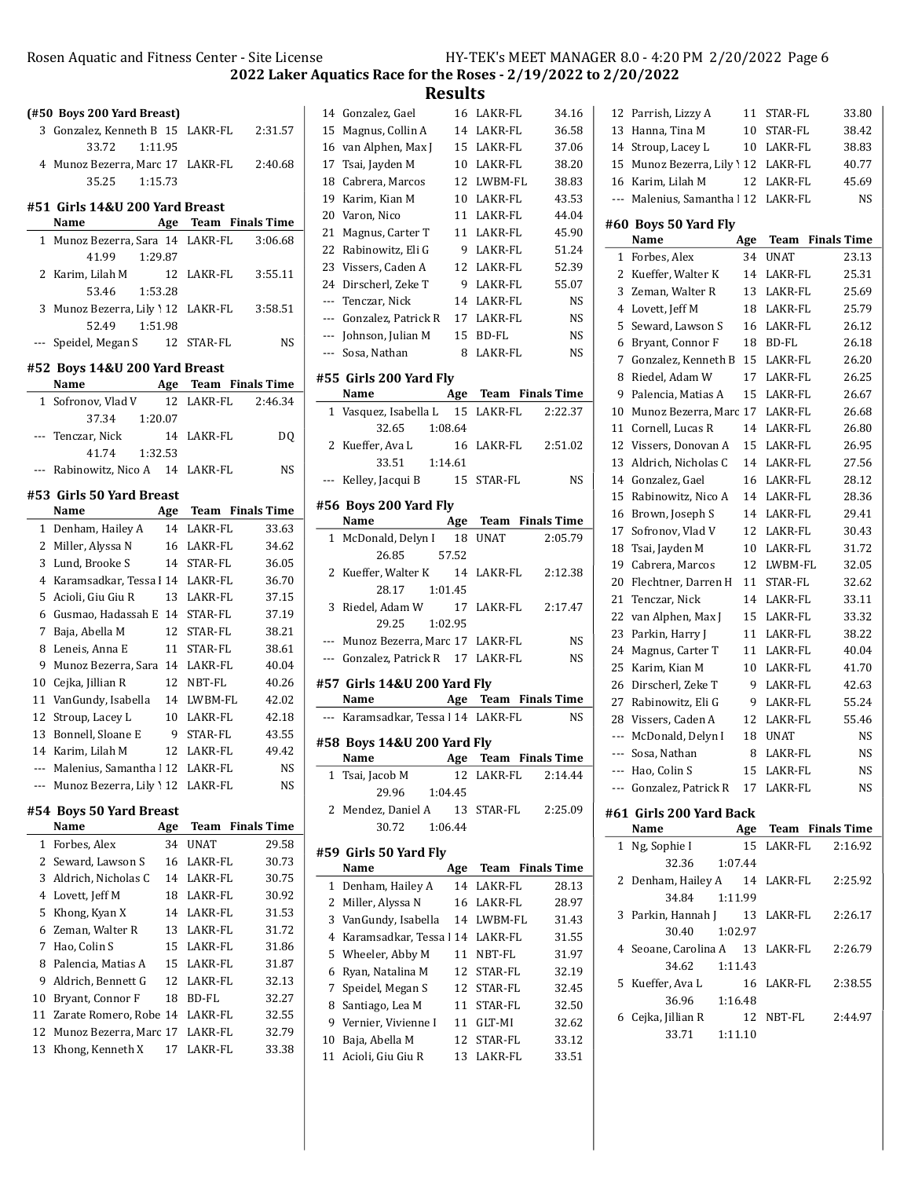**2022 Laker Aquatics Race for the Roses - 2/19/2022 to 2/20/2022**

**Results**

### (#50 Boys 200 Yard Breast)

| | Name | Age | Team | Finals Time |
|---|---|---|---|---|
| 3 | Gonzalez, Kenneth B | 15 | LAKR-FL | 2:31.57 |
| | 33.72 | 1:11.95 | | |
| 4 | Munoz Bezerra, Marc | 17 | LAKR-FL | 2:40.68 |
| | 35.25 | 1:15.73 | | |

### #51 Girls 14&U 200 Yard Breast

| | Name | Age | Team | Finals Time |
|---|---|---|---|---|
| 1 | Munoz Bezerra, Sara | 14 | LAKR-FL | 3:06.68 |
| | 41.99 | 1:29.87 | | |
| 2 | Karim, Lilah M | 12 | LAKR-FL | 3:55.11 |
| | 53.46 | 1:53.28 | | |
| 3 | Munoz Bezerra, Lily \ | 12 | LAKR-FL | 3:58.51 |
| | 52.49 | 1:51.98 | | |
| --- | Speidel, Megan S | 12 | STAR-FL | NS |

### #52 Boys 14&U 200 Yard Breast

| | Name | Age | Team | Finals Time |
|---|---|---|---|---|
| 1 | Sofronov, Vlad V | 12 | LAKR-FL | 2:46.34 |
| | 37.34 | 1:20.07 | | |
| --- | Tenczar, Nick | 14 | LAKR-FL | DQ |
| | 41.74 | 1:32.53 | | |
| --- | Rabinowitz, Nico A | 14 | LAKR-FL | NS |

### #53 Girls 50 Yard Breast

| | Name | Age | Team | Finals Time |
|---|---|---|---|---|
| 1 | Denham, Hailey A | 14 | LAKR-FL | 33.63 |
| 2 | Miller, Alyssa N | 16 | LAKR-FL | 34.62 |
| 3 | Lund, Brooke S | 14 | STAR-FL | 36.05 |
| 4 | Karamsadkar, Tessa I | 14 | LAKR-FL | 36.70 |
| 5 | Acioli, Giu Giu R | 13 | LAKR-FL | 37.15 |
| 6 | Gusmao, Hadassah E | 14 | STAR-FL | 37.19 |
| 7 | Baja, Abella M | 12 | STAR-FL | 38.21 |
| 8 | Leneis, Anna E | 11 | STAR-FL | 38.61 |
| 9 | Munoz Bezerra, Sara | 14 | LAKR-FL | 40.04 |
| 10 | Cejka, Jillian R | 12 | NBT-FL | 40.26 |
| 11 | VanGundy, Isabella | 14 | LWBM-FL | 42.02 |
| 12 | Stroup, Lacey L | 10 | LAKR-FL | 42.18 |
| 13 | Bonnell, Sloane E | 9 | STAR-FL | 43.55 |
| 14 | Karim, Lilah M | 12 | LAKR-FL | 49.42 |
| --- | Malenius, Samantha I | 12 | LAKR-FL | NS |
| --- | Munoz Bezerra, Lily \ | 12 | LAKR-FL | NS |

### #54 Boys 50 Yard Breast

| | Name | Age | Team | Finals Time |
|---|---|---|---|---|
| 1 | Forbes, Alex | 34 | UNAT | 29.58 |
| 2 | Seward, Lawson S | 16 | LAKR-FL | 30.73 |
| 3 | Aldrich, Nicholas C | 14 | LAKR-FL | 30.75 |
| 4 | Lovett, Jeff M | 18 | LAKR-FL | 30.92 |
| 5 | Khong, Kyan X | 14 | LAKR-FL | 31.53 |
| 6 | Zeman, Walter R | 13 | LAKR-FL | 31.72 |
| 7 | Hao, Colin S | 15 | LAKR-FL | 31.86 |
| 8 | Palencia, Matias A | 15 | LAKR-FL | 31.87 |
| 9 | Aldrich, Bennett G | 12 | LAKR-FL | 32.13 |
| 10 | Bryant, Connor F | 18 | BD-FL | 32.27 |
| 11 | Zarate Romero, Robe | 14 | LAKR-FL | 32.55 |
| 12 | Munoz Bezerra, Marc | 17 | LAKR-FL | 32.79 |
| 13 | Khong, Kenneth X | 17 | LAKR-FL | 33.38 |
| 14 | Gonzalez, Gael | 16 | LAKR-FL | 34.16 |
| 15 | Magnus, Collin A | 14 | LAKR-FL | 36.58 |
| 16 | van Alphen, Max J | 15 | LAKR-FL | 37.06 |
| 17 | Tsai, Jayden M | 10 | LAKR-FL | 38.20 |
| 18 | Cabrera, Marcos | 12 | LWBM-FL | 38.83 |
| 19 | Karim, Kian M | 10 | LAKR-FL | 43.53 |
| 20 | Varon, Nico | 11 | LAKR-FL | 44.04 |
| 21 | Magnus, Carter T | 11 | LAKR-FL | 45.90 |
| 22 | Rabinowitz, Eli G | 9 | LAKR-FL | 51.24 |
| 23 | Vissers, Caden A | 12 | LAKR-FL | 52.39 |
| 24 | Dirscherl, Zeke T | 9 | LAKR-FL | 55.07 |
| --- | Tenczar, Nick | 14 | LAKR-FL | NS |
| --- | Gonzalez, Patrick R | 17 | LAKR-FL | NS |
| --- | Johnson, Julian M | 15 | BD-FL | NS |
| --- | Sosa, Nathan | 8 | LAKR-FL | NS |

### #55 Girls 200 Yard Fly

| | Name | Age | Team | Finals Time |
|---|---|---|---|---|
| 1 | Vasquez, Isabella L | 15 | LAKR-FL | 2:22.37 |
| | 32.65 | 1:08.64 | | |
| 2 | Kueffer, Ava L | 16 | LAKR-FL | 2:51.02 |
| | 33.51 | 1:14.61 | | |
| --- | Kelley, Jacqui B | 15 | STAR-FL | NS |

### #56 Boys 200 Yard Fly

| | Name | Age | Team | Finals Time |
|---|---|---|---|---|
| 1 | McDonald, Delyn I | 18 | UNAT | 2:05.79 |
| | 26.85 | 57.52 | | |
| 2 | Kueffer, Walter K | 14 | LAKR-FL | 2:12.38 |
| | 28.17 | 1:01.45 | | |
| 3 | Riedel, Adam W | 17 | LAKR-FL | 2:17.47 |
| | 29.25 | 1:02.95 | | |
| --- | Munoz Bezerra, Marc | 17 | LAKR-FL | NS |
| --- | Gonzalez, Patrick R | 17 | LAKR-FL | NS |

### #57 Girls 14&U 200 Yard Fly

| | Name | Age | Team | Finals Time |
|---|---|---|---|---|
| --- | Karamsadkar, Tessa I | 14 | LAKR-FL | NS |

### #58 Boys 14&U 200 Yard Fly

| | Name | Age | Team | Finals Time |
|---|---|---|---|---|
| 1 | Tsai, Jacob M | 12 | LAKR-FL | 2:14.44 |
| | 29.96 | 1:04.45 | | |
| 2 | Mendez, Daniel A | 13 | STAR-FL | 2:25.09 |
| | 30.72 | 1:06.44 | | |

### #59 Girls 50 Yard Fly

| | Name | Age | Team | Finals Time |
|---|---|---|---|---|
| 1 | Denham, Hailey A | 14 | LAKR-FL | 28.13 |
| 2 | Miller, Alyssa N | 16 | LAKR-FL | 28.97 |
| 3 | VanGundy, Isabella | 14 | LWBM-FL | 31.43 |
| 4 | Karamsadkar, Tessa I | 14 | LAKR-FL | 31.55 |
| 5 | Wheeler, Abby M | 11 | NBT-FL | 31.97 |
| 6 | Ryan, Natalina M | 12 | STAR-FL | 32.19 |
| 7 | Speidel, Megan S | 12 | STAR-FL | 32.45 |
| 8 | Santiago, Lea M | 11 | STAR-FL | 32.50 |
| 9 | Vernier, Vivienne I | 11 | GLT-MI | 32.62 |
| 10 | Baja, Abella M | 12 | STAR-FL | 33.12 |
| 11 | Acioli, Giu Giu R | 13 | LAKR-FL | 33.51 |
| 12 | Parrish, Lizzy A | 11 | STAR-FL | 33.80 |
| 13 | Hanna, Tina M | 10 | STAR-FL | 38.42 |
| 14 | Stroup, Lacey L | 10 | LAKR-FL | 38.83 |
| 15 | Munoz Bezerra, Lily \ | 12 | LAKR-FL | 40.77 |
| 16 | Karim, Lilah M | 12 | LAKR-FL | 45.69 |
| --- | Malenius, Samantha I | 12 | LAKR-FL | NS |

### #60 Boys 50 Yard Fly

| | Name | Age | Team | Finals Time |
|---|---|---|---|---|
| 1 | Forbes, Alex | 34 | UNAT | 23.13 |
| 2 | Kueffer, Walter K | 14 | LAKR-FL | 25.31 |
| 3 | Zeman, Walter R | 13 | LAKR-FL | 25.69 |
| 4 | Lovett, Jeff M | 18 | LAKR-FL | 25.79 |
| 5 | Seward, Lawson S | 16 | LAKR-FL | 26.12 |
| 6 | Bryant, Connor F | 18 | BD-FL | 26.18 |
| 7 | Gonzalez, Kenneth B | 15 | LAKR-FL | 26.20 |
| 8 | Riedel, Adam W | 17 | LAKR-FL | 26.25 |
| 9 | Palencia, Matias A | 15 | LAKR-FL | 26.67 |
| 10 | Munoz Bezerra, Marc | 17 | LAKR-FL | 26.68 |
| 11 | Cornell, Lucas R | 14 | LAKR-FL | 26.80 |
| 12 | Vissers, Donovan A | 15 | LAKR-FL | 26.95 |
| 13 | Aldrich, Nicholas C | 14 | LAKR-FL | 27.56 |
| 14 | Gonzalez, Gael | 16 | LAKR-FL | 28.12 |
| 15 | Rabinowitz, Nico A | 14 | LAKR-FL | 28.36 |
| 16 | Brown, Joseph S | 14 | LAKR-FL | 29.41 |
| 17 | Sofronov, Vlad V | 12 | LAKR-FL | 30.43 |
| 18 | Tsai, Jayden M | 10 | LAKR-FL | 31.72 |
| 19 | Cabrera, Marcos | 12 | LWBM-FL | 32.05 |
| 20 | Flechtner, Darren H | 11 | STAR-FL | 32.62 |
| 21 | Tenczar, Nick | 14 | LAKR-FL | 33.11 |
| 22 | van Alphen, Max J | 15 | LAKR-FL | 33.32 |
| 23 | Parkin, Harry J | 11 | LAKR-FL | 38.22 |
| 24 | Magnus, Carter T | 11 | LAKR-FL | 40.04 |
| 25 | Karim, Kian M | 10 | LAKR-FL | 41.70 |
| 26 | Dirscherl, Zeke T | 9 | LAKR-FL | 42.63 |
| 27 | Rabinowitz, Eli G | 9 | LAKR-FL | 55.24 |
| 28 | Vissers, Caden A | 12 | LAKR-FL | 55.46 |
| --- | McDonald, Delyn I | 18 | UNAT | NS |
| --- | Sosa, Nathan | 8 | LAKR-FL | NS |
| --- | Hao, Colin S | 15 | LAKR-FL | NS |
| --- | Gonzalez, Patrick R | 17 | LAKR-FL | NS |

### #61 Girls 200 Yard Back

| | Name | Age | Team | Finals Time |
|---|---|---|---|---|
| 1 | Ng, Sophie I | 15 | LAKR-FL | 2:16.92 |
| | 32.36 | 1:07.44 | | |
| 2 | Denham, Hailey A | 14 | LAKR-FL | 2:25.92 |
| | 34.84 | 1:11.99 | | |
| 3 | Parkin, Hannah J | 13 | LAKR-FL | 2:26.17 |
| | 30.40 | 1:02.97 | | |
| 4 | Seoane, Carolina A | 13 | LAKR-FL | 2:26.79 |
| | 34.62 | 1:11.43 | | |
| 5 | Kueffer, Ava L | 16 | LAKR-FL | 2:38.55 |
| | 36.96 | 1:16.48 | | |
| 6 | Cejka, Jillian R | 12 | NBT-FL | 2:44.97 |
| | 33.71 | 1:11.10 | | |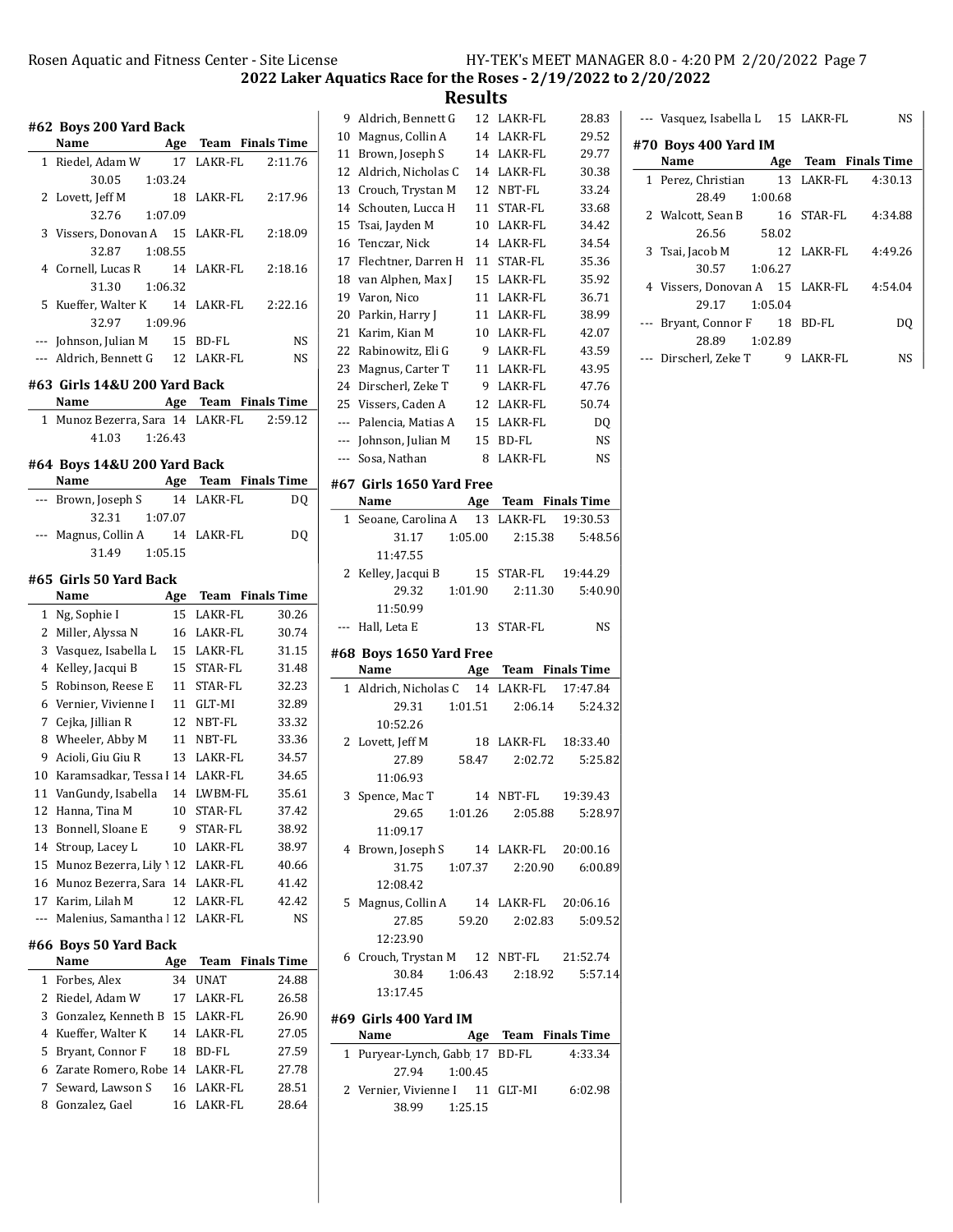## 2022 Laker Aquatics Race for the Roses - 2/19/2022 to 2/20/2022

## Results

### #62 Boys 200 Yard Back

| | Name | Age | Team | Finals Time |
|---|---|---|---|---|
| 1 | Riedel, Adam W | 17 | LAKR-FL | 2:11.76 |
| | 30.05 1:03.24 | | | |
| 2 | Lovett, Jeff M | 18 | LAKR-FL | 2:17.96 |
| | 32.76 1:07.09 | | | |
| 3 | Vissers, Donovan A | 15 | LAKR-FL | 2:18.09 |
| | 32.87 1:08.55 | | | |
| 4 | Cornell, Lucas R | 14 | LAKR-FL | 2:18.16 |
| | 31.30 1:06.32 | | | |
| 5 | Kueffer, Walter K | 14 | LAKR-FL | 2:22.16 |
| | 32.97 1:09.96 | | | |
| --- | Johnson, Julian M | 15 | BD-FL | NS |
| --- | Aldrich, Bennett G | 12 | LAKR-FL | NS |

### #63 Girls 14&U 200 Yard Back

| | Name | Age | Team | Finals Time |
|---|---|---|---|---|
| 1 | Munoz Bezerra, Sara | 14 | LAKR-FL | 2:59.12 |
| | 41.03 1:26.43 | | | |

### #64 Boys 14&U 200 Yard Back

| | Name | Age | Team | Finals Time |
|---|---|---|---|---|
| --- | Brown, Joseph S | 14 | LAKR-FL | DQ |
| | 32.31 1:07.07 | | | |
| --- | Magnus, Collin A | 14 | LAKR-FL | DQ |
| | 31.49 1:05.15 | | | |

### #65 Girls 50 Yard Back

| | Name | Age | Team | Finals Time |
|---|---|---|---|---|
| 1 | Ng, Sophie I | 15 | LAKR-FL | 30.26 |
| 2 | Miller, Alyssa N | 16 | LAKR-FL | 30.74 |
| 3 | Vasquez, Isabella L | 15 | LAKR-FL | 31.15 |
| 4 | Kelley, Jacqui B | 15 | STAR-FL | 31.48 |
| 5 | Robinson, Reese E | 11 | STAR-FL | 32.23 |
| 6 | Vernier, Vivienne I | 11 | GLT-MI | 32.89 |
| 7 | Cejka, Jillian R | 12 | NBT-FL | 33.32 |
| 8 | Wheeler, Abby M | 11 | NBT-FL | 33.36 |
| 9 | Acioli, Giu Giu R | 13 | LAKR-FL | 34.57 |
| 10 | Karamsadkar, Tessa I | 14 | LAKR-FL | 34.65 |
| 11 | VanGundy, Isabella | 14 | LWBM-FL | 35.61 |
| 12 | Hanna, Tina M | 10 | STAR-FL | 37.42 |
| 13 | Bonnell, Sloane E | 9 | STAR-FL | 38.92 |
| 14 | Stroup, Lacey L | 10 | LAKR-FL | 38.97 |
| 15 | Munoz Bezerra, Lily \ | 12 | LAKR-FL | 40.66 |
| 16 | Munoz Bezerra, Sara | 14 | LAKR-FL | 41.42 |
| 17 | Karim, Lilah M | 12 | LAKR-FL | 42.42 |
| --- | Malenius, Samantha I | 12 | LAKR-FL | NS |

### #66 Boys 50 Yard Back

| | Name | Age | Team | Finals Time |
|---|---|---|---|---|
| 1 | Forbes, Alex | 34 | UNAT | 24.88 |
| 2 | Riedel, Adam W | 17 | LAKR-FL | 26.58 |
| 3 | Gonzalez, Kenneth B | 15 | LAKR-FL | 26.90 |
| 4 | Kueffer, Walter K | 14 | LAKR-FL | 27.05 |
| 5 | Bryant, Connor F | 18 | BD-FL | 27.59 |
| 6 | Zarate Romero, Robe | 14 | LAKR-FL | 27.78 |
| 7 | Seward, Lawson S | 16 | LAKR-FL | 28.51 |
| 8 | Gonzalez, Gael | 16 | LAKR-FL | 28.64 |
| 9 | Aldrich, Bennett G | 12 | LAKR-FL | 28.83 |
| 10 | Magnus, Collin A | 14 | LAKR-FL | 29.52 |
| 11 | Brown, Joseph S | 14 | LAKR-FL | 29.77 |
| 12 | Aldrich, Nicholas C | 14 | LAKR-FL | 30.38 |
| 13 | Crouch, Trystan M | 12 | NBT-FL | 33.24 |
| 14 | Schouten, Lucca H | 11 | STAR-FL | 33.68 |
| 15 | Tsai, Jayden M | 10 | LAKR-FL | 34.42 |
| 16 | Tenczar, Nick | 14 | LAKR-FL | 34.54 |
| 17 | Flechtner, Darren H | 11 | STAR-FL | 35.36 |
| 18 | van Alphen, Max J | 15 | LAKR-FL | 35.92 |
| 19 | Varon, Nico | 11 | LAKR-FL | 36.71 |
| 20 | Parkin, Harry J | 11 | LAKR-FL | 38.99 |
| 21 | Karim, Kian M | 10 | LAKR-FL | 42.07 |
| 22 | Rabinowitz, Eli G | 9 | LAKR-FL | 43.59 |
| 23 | Magnus, Carter T | 11 | LAKR-FL | 43.95 |
| 24 | Dirscherl, Zeke T | 9 | LAKR-FL | 47.76 |
| 25 | Vissers, Caden A | 12 | LAKR-FL | 50.74 |
| --- | Palencia, Matias A | 15 | LAKR-FL | DQ |
| --- | Johnson, Julian M | 15 | BD-FL | NS |
| --- | Sosa, Nathan | 8 | LAKR-FL | NS |

### #67 Girls 1650 Yard Free

| | Name | Age | Team | Finals Time |
|---|---|---|---|---|
| 1 | Seoane, Carolina A | 13 | LAKR-FL | 19:30.53 |
| | 31.17 1:05.00 2:15.38 5:48.56 11:47.55 | | | |
| 2 | Kelley, Jacqui B | 15 | STAR-FL | 19:44.29 |
| | 29.32 1:01.90 2:11.30 5:40.90 11:50.99 | | | |
| --- | Hall, Leta E | 13 | STAR-FL | NS |

### #68 Boys 1650 Yard Free

| | Name | Age | Team | Finals Time |
|---|---|---|---|---|
| 1 | Aldrich, Nicholas C | 14 | LAKR-FL | 17:47.84 |
| | 29.31 1:01.51 2:06.14 5:24.32 10:52.26 | | | |
| 2 | Lovett, Jeff M | 18 | LAKR-FL | 18:33.40 |
| | 27.89 58.47 2:02.72 5:25.82 11:06.93 | | | |
| 3 | Spence, Mac T | 14 | NBT-FL | 19:39.43 |
| | 29.65 1:01.26 2:05.88 5:28.97 11:09.17 | | | |
| 4 | Brown, Joseph S | 14 | LAKR-FL | 20:00.16 |
| | 31.75 1:07.37 2:20.90 6:00.89 12:08.42 | | | |
| 5 | Magnus, Collin A | 14 | LAKR-FL | 20:06.16 |
| | 27.85 59.20 2:02.83 5:09.52 12:23.90 | | | |
| 6 | Crouch, Trystan M | 12 | NBT-FL | 21:52.74 |
| | 30.84 1:06.43 2:18.92 5:57.14 13:17.45 | | | |

### #69 Girls 400 Yard IM

| | Name | Age | Team | Finals Time |
|---|---|---|---|---|
| 1 | Puryear-Lynch, Gabb | 17 | BD-FL | 4:33.34 |
| | 27.94 1:00.45 | | | |
| 2 | Vernier, Vivienne I | 11 | GLT-MI | 6:02.98 |
| | 38.99 1:25.15 | | | |
| --- | Vasquez, Isabella L | 15 | LAKR-FL | NS |

### #70 Boys 400 Yard IM

| | Name | Age | Team | Finals Time |
|---|---|---|---|---|
| 1 | Perez, Christian | 13 | LAKR-FL | 4:30.13 |
| | 28.49 1:00.68 | | | |
| 2 | Walcott, Sean B | 16 | STAR-FL | 4:34.88 |
| | 26.56 58.02 | | | |
| 3 | Tsai, Jacob M | 12 | LAKR-FL | 4:49.26 |
| | 30.57 1:06.27 | | | |
| 4 | Vissers, Donovan A | 15 | LAKR-FL | 4:54.04 |
| | 29.17 1:05.04 | | | |
| --- | Bryant, Connor F | 18 | BD-FL | DQ |
| | 28.89 1:02.89 | | | |
| --- | Dirscherl, Zeke T | 9 | LAKR-FL | NS |